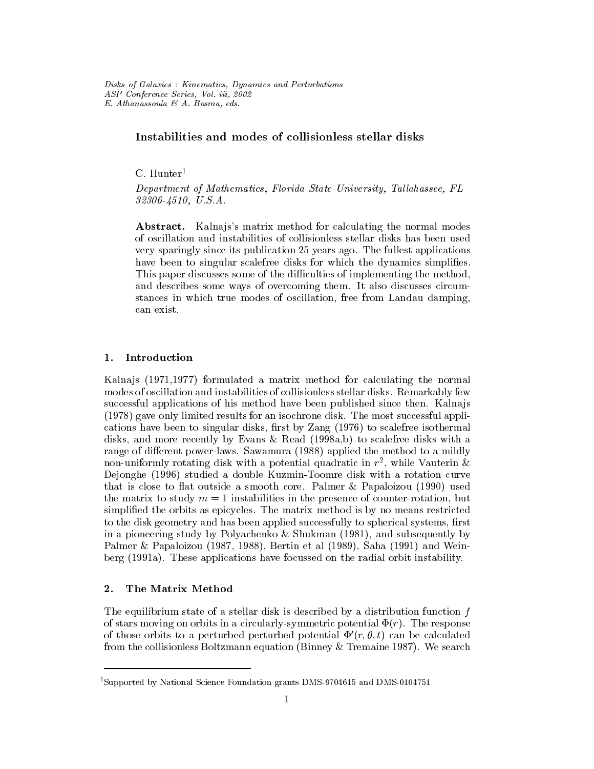*Disks of Galaxies : Kinematics, Dynamics and Perturbations*
*ASP Conference Series, Vol. iii, 2002*
*E. Athanassoula & A. Bosma, eds.*

# Instabilities and modes of collisionless stellar disks

C. Hunter[1]

*Department of Mathematics, Florida State University, Tallahassee, FL 32306-4510, U.S.A.*

**Abstract.** Kalnajs's matrix method for calculating the normal modes of oscillation and instabilities of collisionless stellar disks has been used very sparingly since its publication 25 years ago. The fullest applications have been to singular scalefree disks for which the dynamics simplifies. This paper discusses some of the difficulties of implementing the method, and describes some ways of overcoming them. It also discusses circumstances in which true modes of oscillation, free from Landau damping, can exist.

## 1. Introduction

Kalnajs (1971,1977) formulated a matrix method for calculating the normal modes of oscillation and instabilities of collisionless stellar disks. Remarkably few successful applications of his method have been published since then. Kalnajs (1978) gave only limited results for an isochrone disk. The most successful applications have been to singular disks, first by Zang (1976) to scalefree isothermal disks, and more recently by Evans & Read (1998a,b) to scalefree disks with a range of different power-laws. Sawamura (1988) applied the method to a mildly non-uniformly rotating disk with a potential quadratic in $r^2$, while Vauterin & Dejonghe (1996) studied a double Kuzmin-Toomre disk with a rotation curve that is close to flat outside a smooth core. Palmer & Papaloizou (1990) used the matrix to study $m = 1$ instabilities in the presence of counter-rotation, but simplified the orbits as epicycles. The matrix method is by no means restricted to the disk geometry and has been applied successfully to spherical systems, first in a pioneering study by Polyachenko & Shukman (1981), and subsequently by Palmer & Papaloizou (1987, 1988), Bertin et al (1989), Saha (1991) and Weinberg (1991a). These applications have focussed on the radial orbit instability.

## 2. The Matrix Method

The equilibrium state of a stellar disk is described by a distribution function $f$ of stars moving on orbits in a circularly-symmetric potential $\Phi(r)$. The response of those orbits to a perturbed perturbed potential $\Phi'(r, \theta, t)$ can be calculated from the collisionless Boltzmann equation (Binney & Tremaine 1987). We search

---

[1] Supported by National Science Foundation grants DMS-9704615 and DMS-0104751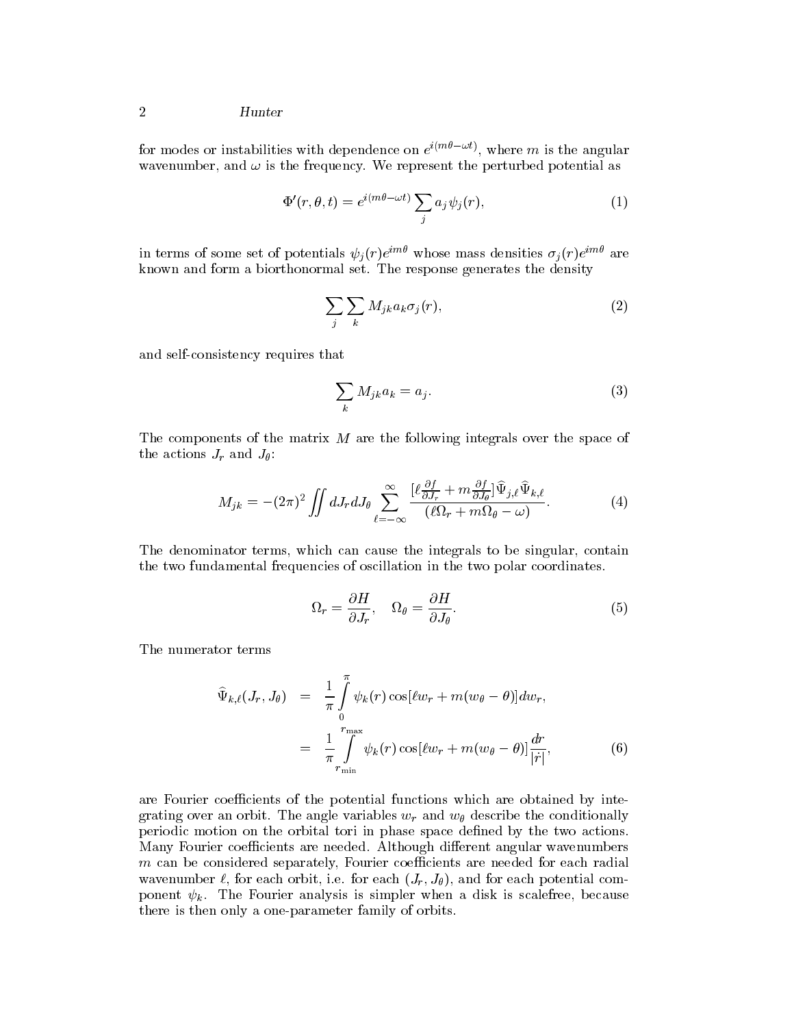for modes or instabilities with dependence on $e^{i(m\theta-\omega t)}$, where $m$ is the angular wavenumber, and $\omega$ is the frequency. We represent the perturbed potential as

$$\Phi'(r,\theta,t) = e^{i(m\theta-\omega t)} \sum_j a_j \psi_j(r), \tag{1}$$

in terms of some set of potentials $\psi_j(r)e^{im\theta}$ whose mass densities $\sigma_j(r)e^{im\theta}$ are known and form a biorthonormal set. The response generates the density

$$\sum_j \sum_k M_{jk} a_k \sigma_j(r), \tag{2}$$

and self-consistency requires that

$$\sum_k M_{jk} a_k = a_j. \tag{3}$$

The components of the matrix $M$ are the following integrals over the space of the actions $J_r$ and $J_\theta$:

$$M_{jk} = -(2\pi)^2 \iint dJ_r dJ_\theta \sum_{\ell=-\infty}^{\infty} \frac{[\ell \frac{\partial f}{\partial J_r} + m \frac{\partial f}{\partial J_\theta}] \widehat{\Psi}_{j,\ell} \widehat{\Psi}_{k,\ell}}{(\ell \Omega_r + m\Omega_\theta - \omega)}. \tag{4}$$

The denominator terms, which can cause the integrals to be singular, contain the two fundamental frequencies of oscillation in the two polar coordinates.

$$\Omega_r = \frac{\partial H}{\partial J_r}, \quad \Omega_\theta = \frac{\partial H}{\partial J_\theta}. \tag{5}$$

The numerator terms

$$\begin{aligned} \widehat{\Psi}_{k,\ell}(J_r, J_\theta) &= \frac{1}{\pi} \int_0^{\pi} \psi_k(r) \cos[\ell w_r + m(w_\theta - \theta)] dw_r, \\ &= \frac{1}{\pi} \int_{r_{\min}}^{r_{\max}} \psi_k(r) \cos[\ell w_r + m(w_\theta - \theta)] \frac{dr}{|\dot{r}|}, \end{aligned} \tag{6}$$

are Fourier coefficients of the potential functions which are obtained by integrating over an orbit. The angle variables $w_r$ and $w_\theta$ describe the conditionally periodic motion on the orbital tori in phase space defined by the two actions. Many Fourier coefficients are needed. Although different angular wavenumbers $m$ can be considered separately, Fourier coefficients are needed for each radial wavenumber $\ell$, for each orbit, i.e. for each $(J_r, J_\theta)$, and for each potential component $\psi_k$. The Fourier analysis is simpler when a disk is scalefree, because there is then only a one-parameter family of orbits.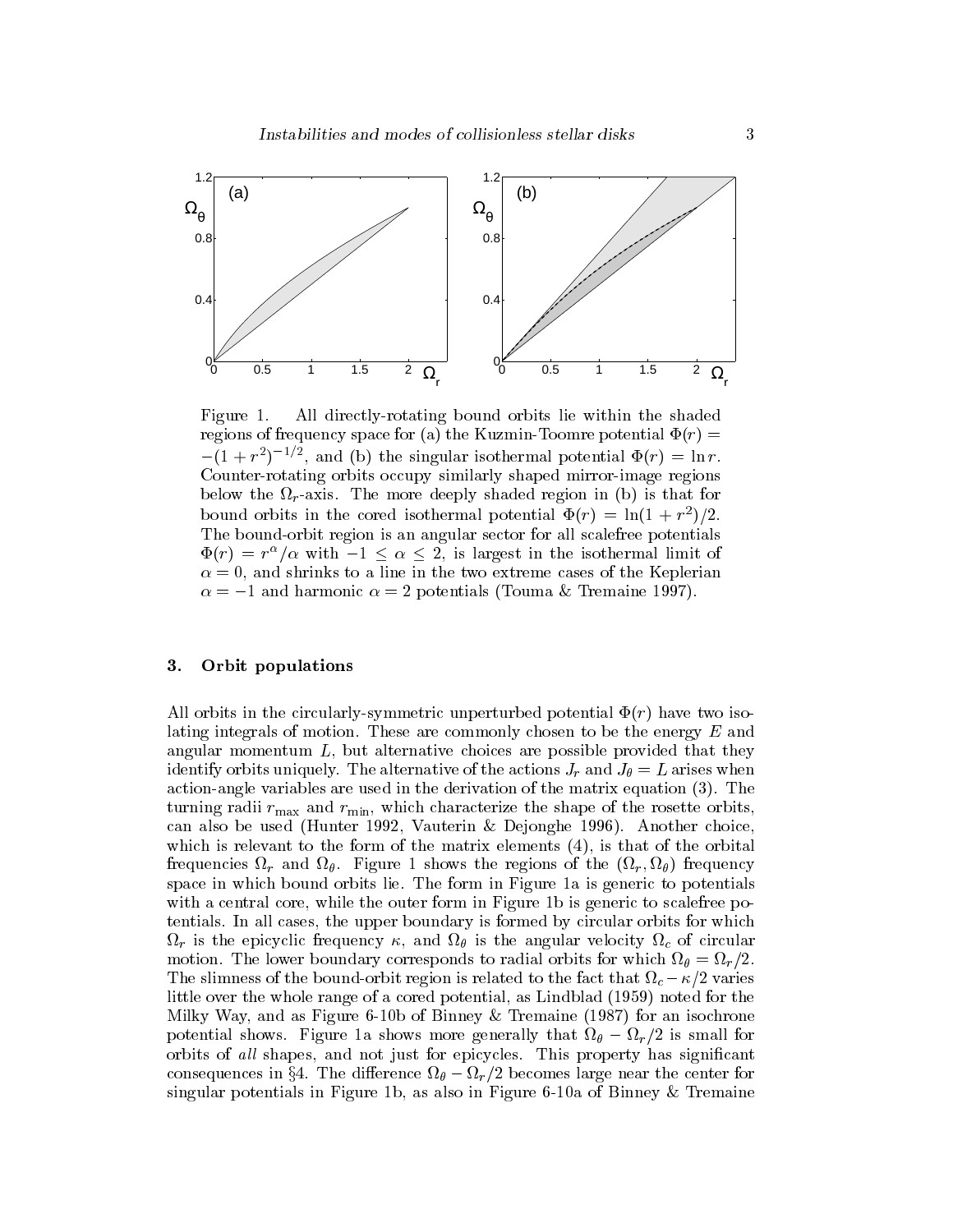Figure 1. All directly-rotating bound orbits lie within the shaded regions of frequency space for (a) the Kuzmin-Toomre potential $\Phi(r) = -(1+r^2)^{-1/2}$, and (b) the singular isothermal potential $\Phi(r) = \ln r$. Counter-rotating orbits occupy similarly shaped mirror-image regions below the $\Omega_r$-axis. The more deeply shaded region in (b) is that for bound orbits in the cored isothermal potential $\Phi(r) = \ln(1+r^2)/2$. The bound-orbit region is an angular sector for all scalefree potentials $\Phi(r) = r^\alpha/\alpha$ with $-1 \leq \alpha \leq 2$, is largest in the isothermal limit of $\alpha = 0$, and shrinks to a line in the two extreme cases of the Keplerian $\alpha = -1$ and harmonic $\alpha = 2$ potentials (Touma & Tremaine 1997).

## 3. Orbit populations

All orbits in the circularly-symmetric unperturbed potential $\Phi(r)$ have two isolating integrals of motion. These are commonly chosen to be the energy $E$ and angular momentum $L$, but alternative choices are possible provided that they identify orbits uniquely. The alternative of the actions $J_r$ and $J_\theta = L$ arises when action-angle variables are used in the derivation of the matrix equation (3). The turning radii $r_{\max}$ and $r_{\min}$, which characterize the shape of the rosette orbits, can also be used (Hunter 1992, Vauterin & Dejonghe 1996). Another choice, which is relevant to the form of the matrix elements (4), is that of the orbital frequencies $\Omega_r$ and $\Omega_\theta$. Figure 1 shows the regions of the $(\Omega_r, \Omega_\theta)$ frequency space in which bound orbits lie. The form in Figure 1a is generic to potentials with a central core, while the outer form in Figure 1b is generic to scalefree potentials. In all cases, the upper boundary is formed by circular orbits for which $\Omega_r$ is the epicyclic frequency $\kappa$, and $\Omega_\theta$ is the angular velocity $\Omega_c$ of circular motion. The lower boundary corresponds to radial orbits for which $\Omega_\theta = \Omega_r/2$. The slimness of the bound-orbit region is related to the fact that $\Omega_c - \kappa/2$ varies little over the whole range of a cored potential, as Lindblad (1959) noted for the Milky Way, and as Figure 6-10b of Binney & Tremaine (1987) for an isochrone potential shows. Figure 1a shows more generally that $\Omega_\theta - \Omega_r/2$ is small for orbits of *all* shapes, and not just for epicycles. This property has significant consequences in §4. The difference $\Omega_\theta - \Omega_r/2$ becomes large near the center for singular potentials in Figure 1b, as also in Figure 6-10a of Binney & Tremaine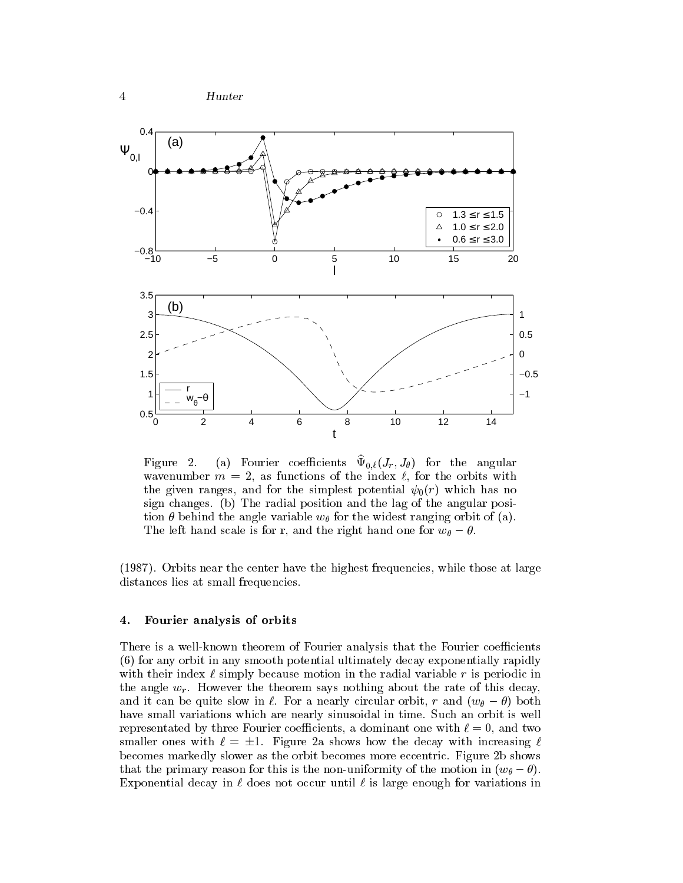Figure 2. (a) Fourier coefficients $\widehat{\Psi}_{0,\ell}(J_r, J_\theta)$ for the angular wavenumber $m = 2$, as functions of the index $\ell$, for the orbits with the given ranges, and for the simplest potential $\psi_0(r)$ which has no sign changes. (b) The radial position and the lag of the angular position $\theta$ behind the angle variable $w_\theta$ for the widest ranging orbit of (a). The left hand scale is for r, and the right hand one for $w_\theta - \theta$.

(1987). Orbits near the center have the highest frequencies, while those at large distances lies at small frequencies.

## 4. Fourier analysis of orbits

There is a well-known theorem of Fourier analysis that the Fourier coefficients (6) for any orbit in any smooth potential ultimately decay exponentially rapidly with their index $\ell$ simply because motion in the radial variable $r$ is periodic in the angle $w_r$. However the theorem says nothing about the rate of this decay, and it can be quite slow in $\ell$. For a nearly circular orbit, $r$ and $(w_\theta - \theta)$ both have small variations which are nearly sinusoidal in time. Such an orbit is well representated by three Fourier coefficients, a dominant one with $\ell = 0$, and two smaller ones with $\ell = \pm 1$. Figure 2a shows how the decay with increasing $\ell$ becomes markedly slower as the orbit becomes more eccentric. Figure 2b shows that the primary reason for this is the non-uniformity of the motion in $(w_\theta - \theta)$. Exponential decay in $\ell$ does not occur until $\ell$ is large enough for variations in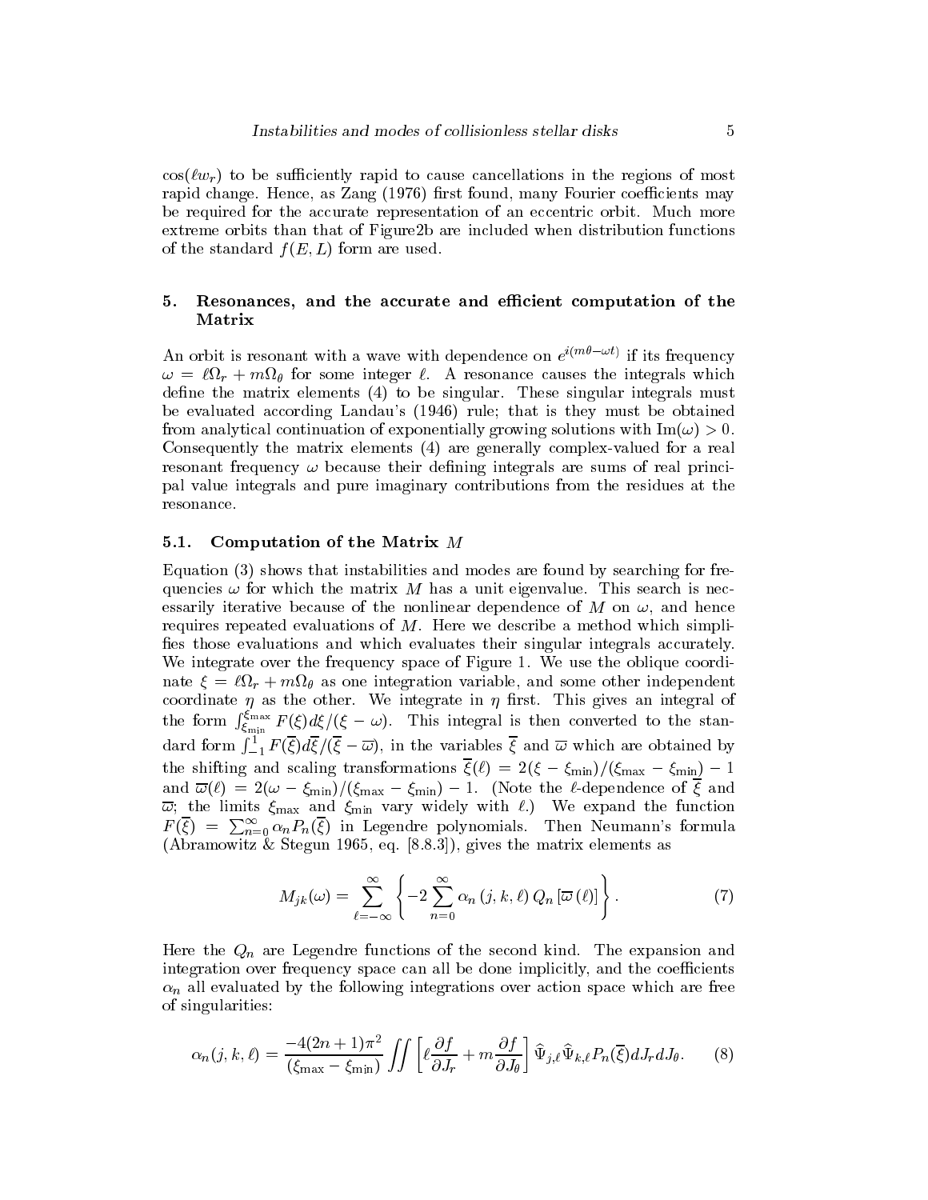$\cos(\ell w_r)$ to be sufficiently rapid to cause cancellations in the regions of most rapid change. Hence, as Zang (1976) first found, many Fourier coefficients may be required for the accurate representation of an eccentric orbit. Much more extreme orbits than that of Figure2b are included when distribution functions of the standard $f(E, L)$ form are used.

## 5. Resonances, and the accurate and efficient computation of the Matrix

An orbit is resonant with a wave with dependence on $e^{i(m\theta - \omega t)}$ if its frequency $\omega = \ell\Omega_r + m\Omega_\theta$ for some integer $\ell$. A resonance causes the integrals which define the matrix elements (4) to be singular. These singular integrals must be evaluated according Landau's (1946) rule; that is they must be obtained from analytical continuation of exponentially growing solutions with $\mathrm{Im}(\omega) > 0$. Consequently the matrix elements (4) are generally complex-valued for a real resonant frequency $\omega$ because their defining integrals are sums of real principal value integrals and pure imaginary contributions from the residues at the resonance.

### 5.1. Computation of the Matrix $M$

Equation (3) shows that instabilities and modes are found by searching for frequencies $\omega$ for which the matrix $M$ has a unit eigenvalue. This search is necessarily iterative because of the nonlinear dependence of $M$ on $\omega$, and hence requires repeated evaluations of $M$. Here we describe a method which simplifies those evaluations and which evaluates their singular integrals accurately. We integrate over the frequency space of Figure 1. We use the oblique coordinate $\xi = \ell\Omega_r + m\Omega_\theta$ as one integration variable, and some other independent coordinate $\eta$ as the other. We integrate in $\eta$ first. This gives an integral of the form $\int_{\xi_{\min}}^{\xi_{\max}} F(\xi) d\xi/(\xi - \omega)$. This integral is then converted to the standard form $\int_{-1}^{1} F(\overline{\xi}) d\overline{\xi}/(\overline{\xi} - \overline{\omega})$, in the variables $\overline{\xi}$ and $\overline{\omega}$ which are obtained by the shifting and scaling transformations $\overline{\xi}(\ell) = 2(\xi - \xi_{\min})/(\xi_{\max} - \xi_{\min}) - 1$ and $\overline{\omega}(\ell) = 2(\omega - \xi_{\min})/(\xi_{\max} - \xi_{\min}) - 1$. (Note the $\ell$-dependence of $\overline{\xi}$ and $\overline{\omega}$; the limits $\xi_{\max}$ and $\xi_{\min}$ vary widely with $\ell$.) We expand the function $F(\overline{\xi}) = \sum_{n=0}^{\infty} \alpha_n P_n(\overline{\xi})$ in Legendre polynomials. Then Neumann's formula (Abramowitz & Stegun 1965, eq. [8.8.3]), gives the matrix elements as

$$M_{jk}(\omega) = \sum_{\ell=-\infty}^{\infty} \left\{ -2 \sum_{n=0}^{\infty} \alpha_n \left(j, k, \ell\right) Q_n \left[\overline{\omega}\left(\ell\right)\right] \right\}. \tag{7}$$

Here the $Q_n$ are Legendre functions of the second kind. The expansion and integration over frequency space can all be done implicitly, and the coefficients $\alpha_n$ all evaluated by the following integrations over action space which are free of singularities:

$$\alpha_n(j, k, \ell) = \frac{-4(2n+1)\pi^2}{(\xi_{\max} - \xi_{\min})} \iint \left[ \ell \frac{\partial f}{\partial J_r} + m \frac{\partial f}{\partial J_\theta} \right] \widehat{\Psi}_{j,\ell} \widehat{\Psi}_{k,\ell} P_n(\overline{\xi}) dJ_r dJ_\theta. \tag{8}$$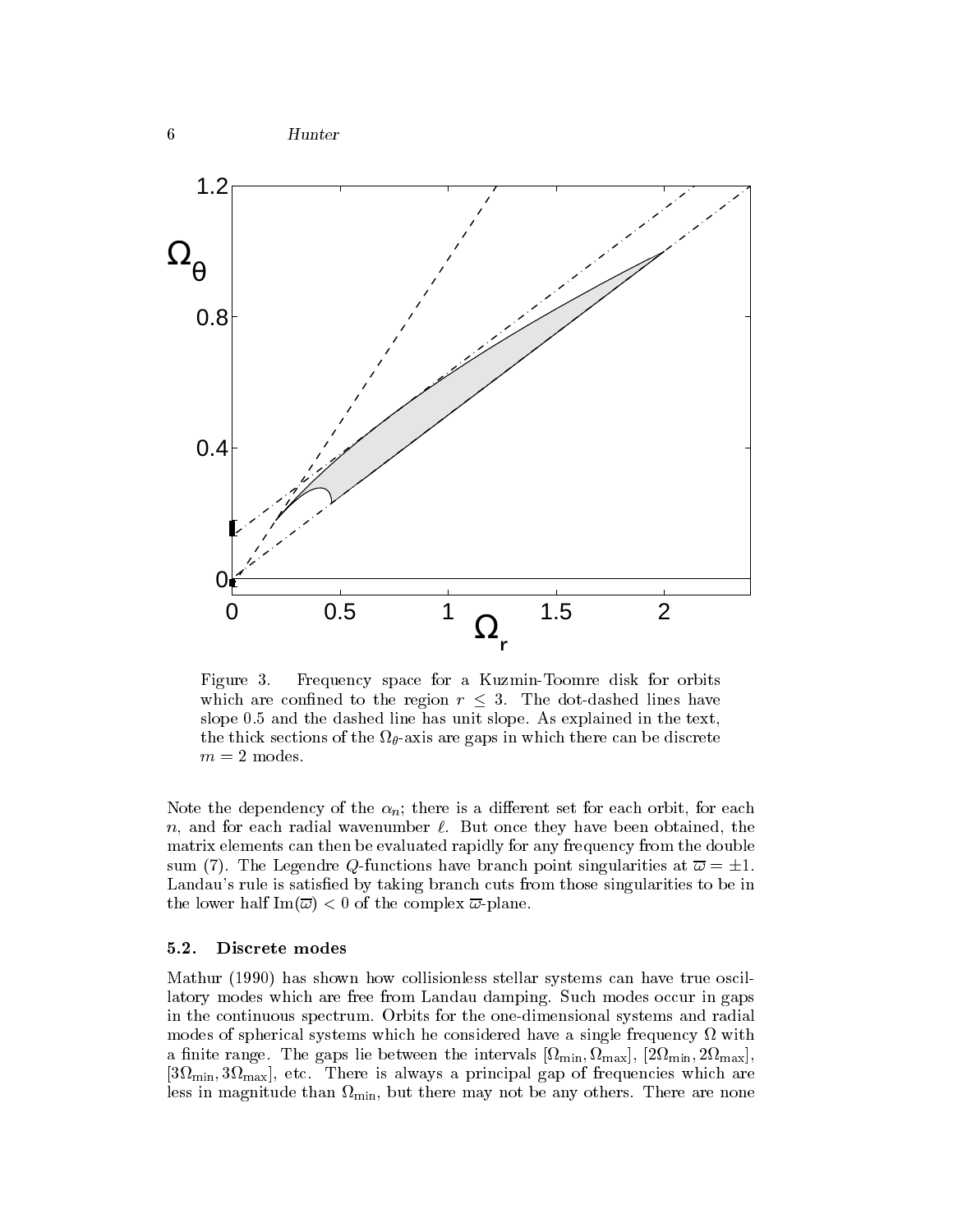Figure 3. Frequency space for a Kuzmin-Toomre disk for orbits which are confined to the region $r \leq 3$. The dot-dashed lines have slope 0.5 and the dashed line has unit slope. As explained in the text, the thick sections of the $\Omega_\theta$-axis are gaps in which there can be discrete $m = 2$ modes.

Note the dependency of the $\alpha_n$; there is a different set for each orbit, for each $n$, and for each radial wavenumber $\ell$. But once they have been obtained, the matrix elements can then be evaluated rapidly for any frequency from the double sum (7). The Legendre $Q$-functions have branch point singularities at $\overline{\varpi} = \pm 1$. Landau's rule is satisfied by taking branch cuts from those singularities to be in the lower half $\mathrm{Im}(\overline{\varpi}) < 0$ of the complex $\overline{\varpi}$-plane.

### 5.2. Discrete modes

Mathur (1990) has shown how collisionless stellar systems can have true oscillatory modes which are free from Landau damping. Such modes occur in gaps in the continuous spectrum. Orbits for the one-dimensional systems and radial modes of spherical systems which he considered have a single frequency $\Omega$ with a finite range. The gaps lie between the intervals $[\Omega_{\min}, \Omega_{\max}]$, $[2\Omega_{\min}, 2\Omega_{\max}]$, $[3\Omega_{\min}, 3\Omega_{\max}]$, etc. There is always a principal gap of frequencies which are less in magnitude than $\Omega_{\min}$, but there may not be any others. There are none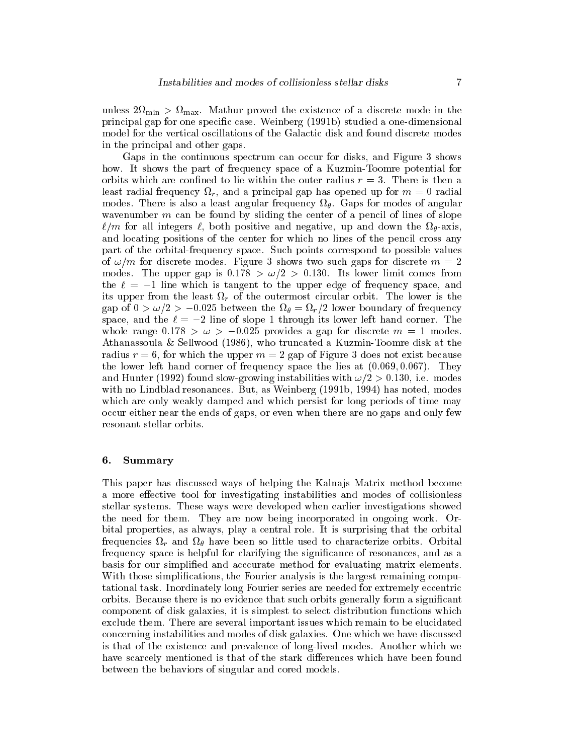unless $2\Omega_{\min} > \Omega_{\max}$. Mathur proved the existence of a discrete mode in the principal gap for one specific case. Weinberg (1991b) studied a one-dimensional model for the vertical oscillations of the Galactic disk and found discrete modes in the principal and other gaps.

Gaps in the continuous spectrum can occur for disks, and Figure 3 shows how. It shows the part of frequency space of a Kuzmin-Toomre potential for orbits which are confined to lie within the outer radius $r = 3$. There is then a least radial frequency $\Omega_r$, and a principal gap has opened up for $m = 0$ radial modes. There is also a least angular frequency $\Omega_\theta$. Gaps for modes of angular wavenumber $m$ can be found by sliding the center of a pencil of lines of slope $\ell/m$ for all integers $\ell$, both positive and negative, up and down the $\Omega_\theta$-axis, and locating positions of the center for which no lines of the pencil cross any part of the orbital-frequency space. Such points correspond to possible values of $\omega/m$ for discrete modes. Figure 3 shows two such gaps for discrete $m = 2$ modes. The upper gap is $0.178 > \omega/2 > 0.130$. Its lower limit comes from the $\ell = -1$ line which is tangent to the upper edge of frequency space, and its upper from the least $\Omega_r$ of the outermost circular orbit. The lower is the gap of $0 > \omega/2 > -0.025$ between the $\Omega_\theta = \Omega_r/2$ lower boundary of frequency space, and the $\ell = -2$ line of slope 1 through its lower left hand corner. The whole range $0.178 > \omega > -0.025$ provides a gap for discrete $m = 1$ modes. Athanassoula & Sellwood (1986), who truncated a Kuzmin-Toomre disk at the radius $r = 6$, for which the upper $m = 2$ gap of Figure 3 does not exist because the lower left hand corner of frequency space the lies at $(0.069, 0.067)$. They and Hunter (1992) found slow-growing instabilities with $\omega/2 > 0.130$, i.e. modes with no Lindblad resonances. But, as Weinberg (1991b, 1994) has noted, modes which are only weakly damped and which persist for long periods of time may occur either near the ends of gaps, or even when there are no gaps and only few resonant stellar orbits.

## 6. Summary

This paper has discussed ways of helping the Kalnajs Matrix method become a more effective tool for investigating instabilities and modes of collisionless stellar systems. These ways were developed when earlier investigations showed the need for them. They are now being incorporated in ongoing work. Orbital properties, as always, play a central role. It is surprising that the orbital frequencies $\Omega_r$ and $\Omega_\theta$ have been so little used to characterize orbits. Orbital frequency space is helpful for clarifying the significance of resonances, and as a basis for our simplified and acccurate method for evaluating matrix elements. With those simplifications, the Fourier analysis is the largest remaining computational task. Inordinately long Fourier series are needed for extremely eccentric orbits. Because there is no evidence that such orbits generally form a significant component of disk galaxies, it is simplest to select distribution functions which exclude them. There are several important issues which remain to be elucidated concerning instabilities and modes of disk galaxies. One which we have discussed is that of the existence and prevalence of long-lived modes. Another which we have scarcely mentioned is that of the stark differences which have been found between the behaviors of singular and cored models.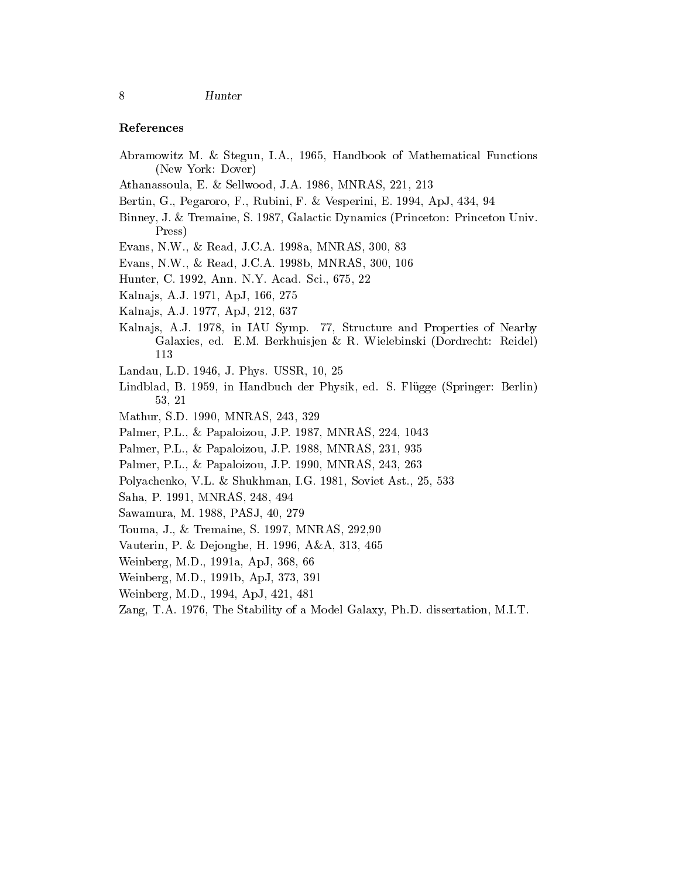### References

Abramowitz M. & Stegun, I.A., 1965, Handbook of Mathematical Functions (New York: Dover)

Athanassoula, E. & Sellwood, J.A. 1986, MNRAS, 221, 213

Bertin, G., Pegaroro, F., Rubini, F. & Vesperini, E. 1994, ApJ, 434, 94

Binney, J. & Tremaine, S. 1987, Galactic Dynamics (Princeton: Princeton Univ. Press)

Evans, N.W., & Read, J.C.A. 1998a, MNRAS, 300, 83

Evans, N.W., & Read, J.C.A. 1998b, MNRAS, 300, 106

Hunter, C. 1992, Ann. N.Y. Acad. Sci., 675, 22

Kalnajs, A.J. 1971, ApJ, 166, 275

Kalnajs, A.J. 1977, ApJ, 212, 637

Kalnajs, A.J. 1978, in IAU Symp. 77, Structure and Properties of Nearby Galaxies, ed. E.M. Berkhuisjen & R. Wielebinski (Dordrecht: Reidel) 113

Landau, L.D. 1946, J. Phys. USSR, 10, 25

Lindblad, B. 1959, in Handbuch der Physik, ed. S. Flügge (Springer: Berlin) 53, 21

Mathur, S.D. 1990, MNRAS, 243, 329

Palmer, P.L., & Papaloizou, J.P. 1987, MNRAS, 224, 1043

Palmer, P.L., & Papaloizou, J.P. 1988, MNRAS, 231, 935

Palmer, P.L., & Papaloizou, J.P. 1990, MNRAS, 243, 263

Polyachenko, V.L. & Shukhman, I.G. 1981, Soviet Ast., 25, 533

Saha, P. 1991, MNRAS, 248, 494

Sawamura, M. 1988, PASJ, 40, 279

Touma, J., & Tremaine, S. 1997, MNRAS, 292,90

Vauterin, P. & Dejonghe, H. 1996, A&A, 313, 465

Weinberg, M.D., 1991a, ApJ, 368, 66

Weinberg, M.D., 1991b, ApJ, 373, 391

Weinberg, M.D., 1994, ApJ, 421, 481

Zang, T.A. 1976, The Stability of a Model Galaxy, Ph.D. dissertation, M.I.T.